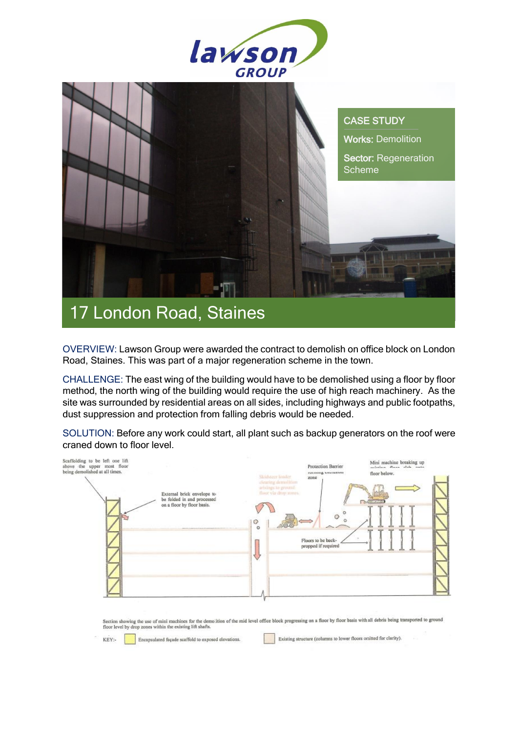CASE STUDY

**Works:** Demolition

**Sector:** Regeneration Scheme

# 17 London Road, Staines

OVERVIEW: Lawson Group were awarded the contract to demolish on office block on London Road, Staines. This was part of a major regeneration scheme in the town.

CHALLENGE: The east wing of the building would have to be demolished using a floor by floor method, the north wing of the building would require the use of high reach machinery. As the site was surrounded by residential areas on all sides, including highways and public footpaths, dust suppression and protection from falling debris would be needed.

SOLUTION: Before any work could start, all plant such as backup generators on the roof were craned down to floor level.

Section showing the use of mini machines for the demolition of the mid level office block progressing on a floor by floor basis with all debris being transported to ground floor level by drop zones within the existing lift shafts.

KEY:- Encapsulated façade scaffold to exposed elevations. Existing structure (columns to lower floors omitted for clarity).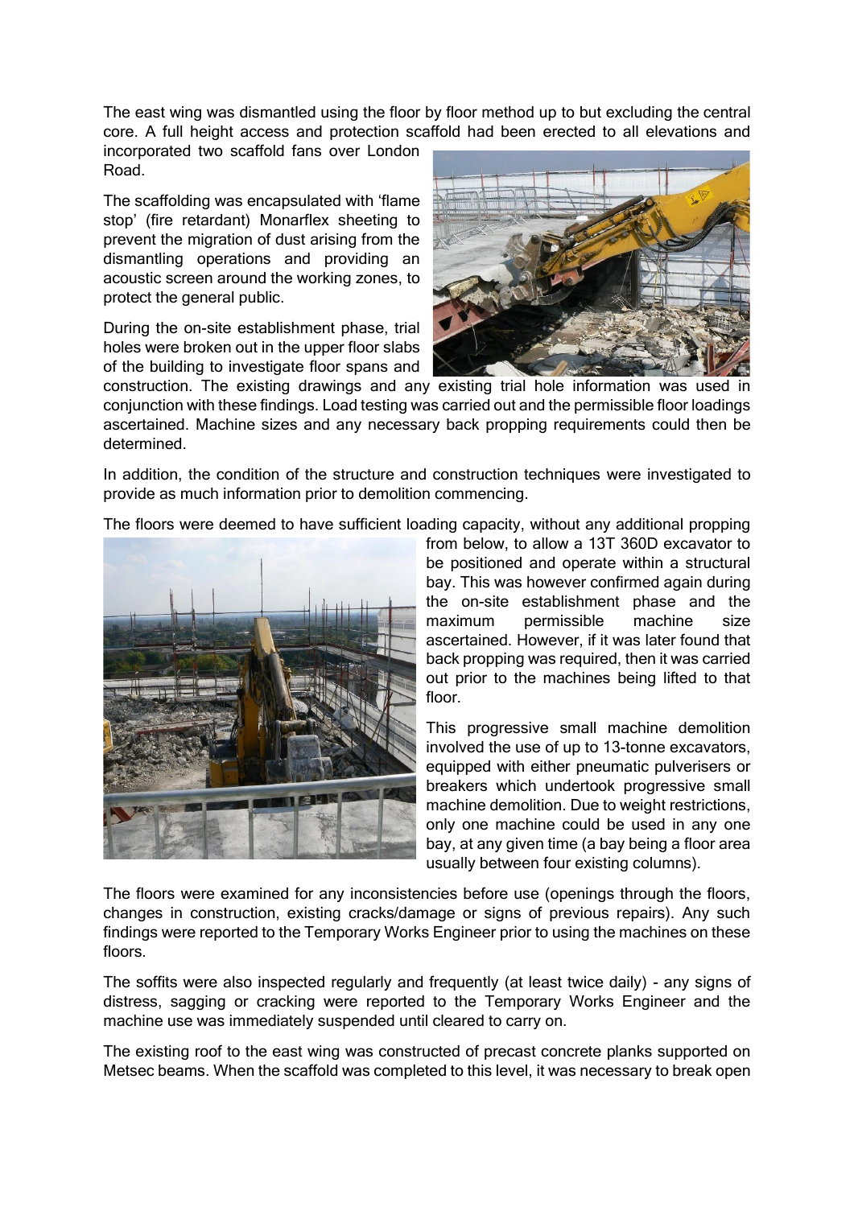The east wing was dismantled using the floor by floor method up to but excluding the central core. A full height access and protection scaffold had been erected to all elevations and incorporated two scaffold fans over London Road.

The scaffolding was encapsulated with 'flame stop' (fire retardant) Monarflex sheeting to prevent the migration of dust arising from the dismantling operations and providing an acoustic screen around the working zones, to protect the general public.

During the on-site establishment phase, trial holes were broken out in the upper floor slabs of the building to investigate floor spans and construction. The existing drawings and any existing trial hole information was used in conjunction with these findings. Load testing was carried out and the permissible floor loadings ascertained. Machine sizes and any necessary back propping requirements could then be determined.

In addition, the condition of the structure and construction techniques were investigated to provide as much information prior to demolition commencing.

The floors were deemed to have sufficient loading capacity, without any additional propping from below, to allow a 13T 360D excavator to be positioned and operate within a structural bay. This was however confirmed again during the on-site establishment phase and the maximum permissible machine size ascertained. However, if it was later found that back propping was required, then it was carried out prior to the machines being lifted to that floor.

This progressive small machine demolition involved the use of up to 13-tonne excavators, equipped with either pneumatic pulverisers or breakers which undertook progressive small machine demolition. Due to weight restrictions, only one machine could be used in any one bay, at any given time (a bay being a floor area usually between four existing columns).

The floors were examined for any inconsistencies before use (openings through the floors, changes in construction, existing cracks/damage or signs of previous repairs). Any such findings were reported to the Temporary Works Engineer prior to using the machines on these floors.

The soffits were also inspected regularly and frequently (at least twice daily) - any signs of distress, sagging or cracking were reported to the Temporary Works Engineer and the machine use was immediately suspended until cleared to carry on.

The existing roof to the east wing was constructed of precast concrete planks supported on Metsec beams. When the scaffold was completed to this level, it was necessary to break open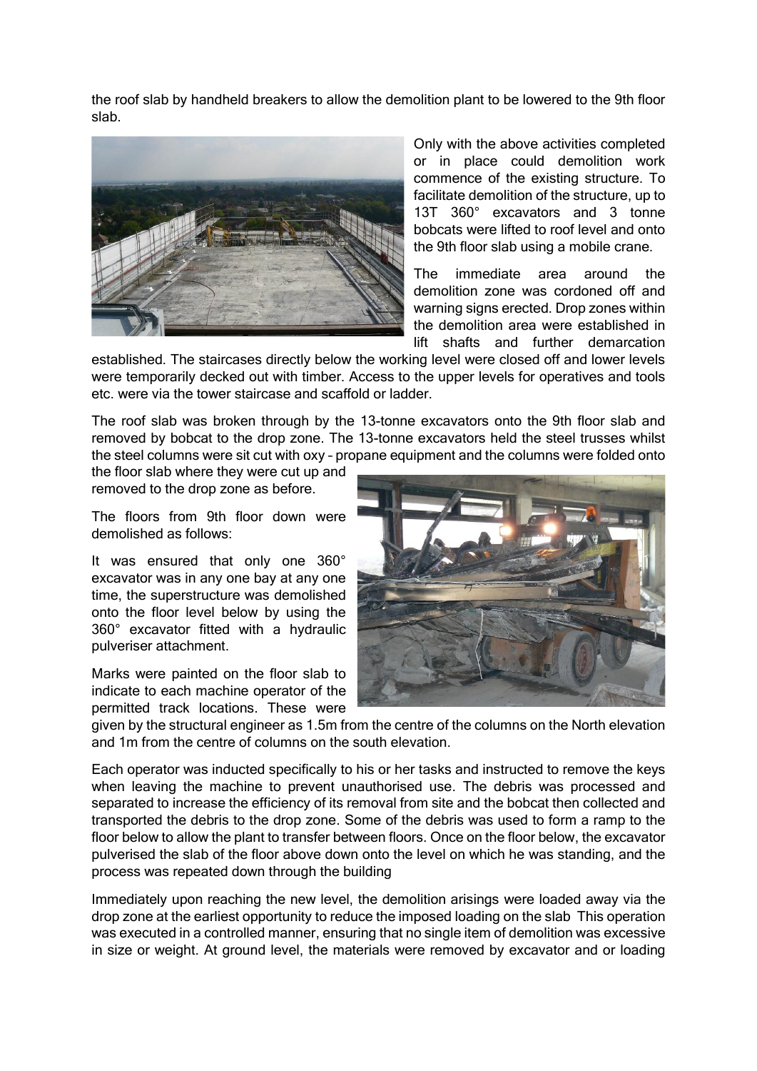the roof slab by handheld breakers to allow the demolition plant to be lowered to the 9th floor slab.

Only with the above activities completed or in place could demolition work commence of the existing structure. To facilitate demolition of the structure, up to 13T 360° excavators and 3 tonne bobcats were lifted to roof level and onto the 9th floor slab using a mobile crane.

The immediate area around the demolition zone was cordoned off and warning signs erected. Drop zones within the demolition area were established in lift shafts and further demarcation established. The staircases directly below the working level were closed off and lower levels were temporarily decked out with timber. Access to the upper levels for operatives and tools etc. were via the tower staircase and scaffold or ladder.

The roof slab was broken through by the 13-tonne excavators onto the 9th floor slab and removed by bobcat to the drop zone. The 13-tonne excavators held the steel trusses whilst the steel columns were sit cut with oxy – propane equipment and the columns were folded onto the floor slab where they were cut up and removed to the drop zone as before.

The floors from 9th floor down were demolished as follows:

It was ensured that only one 360° excavator was in any one bay at any one time, the superstructure was demolished onto the floor level below by using the 360° excavator fitted with a hydraulic pulveriser attachment.

Marks were painted on the floor slab to indicate to each machine operator of the permitted track locations. These were given by the structural engineer as 1.5m from the centre of the columns on the North elevation and 1m from the centre of columns on the south elevation.

Each operator was inducted specifically to his or her tasks and instructed to remove the keys when leaving the machine to prevent unauthorised use. The debris was processed and separated to increase the efficiency of its removal from site and the bobcat then collected and transported the debris to the drop zone. Some of the debris was used to form a ramp to the floor below to allow the plant to transfer between floors. Once on the floor below, the excavator pulverised the slab of the floor above down onto the level on which he was standing, and the process was repeated down through the building

Immediately upon reaching the new level, the demolition arisings were loaded away via the drop zone at the earliest opportunity to reduce the imposed loading on the slab This operation was executed in a controlled manner, ensuring that no single item of demolition was excessive in size or weight. At ground level, the materials were removed by excavator and or loading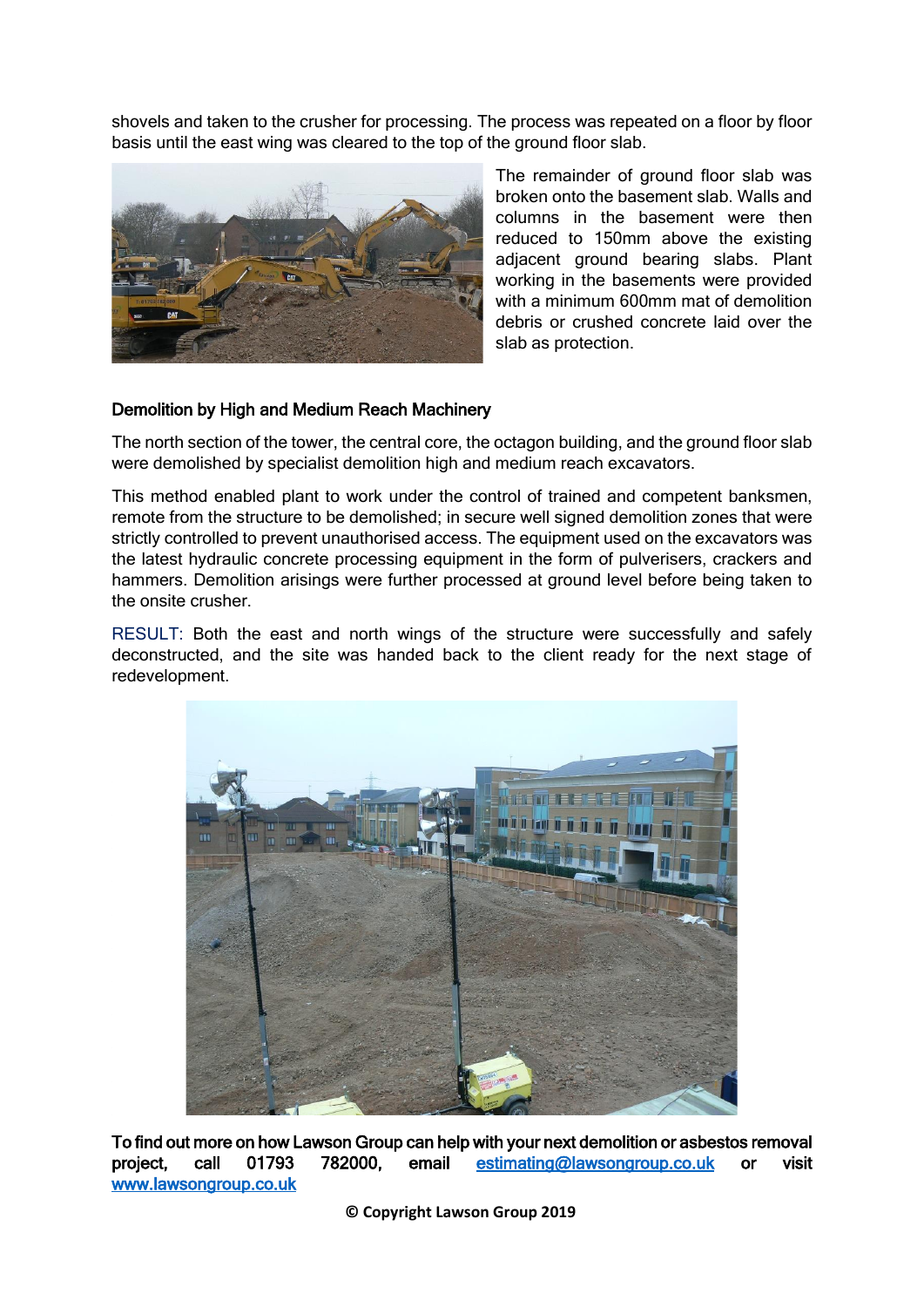shovels and taken to the crusher for processing. The process was repeated on a floor by floor basis until the east wing was cleared to the top of the ground floor slab.

The remainder of ground floor slab was broken onto the basement slab. Walls and columns in the basement were then reduced to 150mm above the existing adjacent ground bearing slabs. Plant working in the basements were provided with a minimum 600mm mat of demolition debris or crushed concrete laid over the slab as protection.

**Demolition by High and Medium Reach Machinery**

The north section of the tower, the central core, the octagon building, and the ground floor slab were demolished by specialist demolition high and medium reach excavators.

This method enabled plant to work under the control of trained and competent banksmen, remote from the structure to be demolished; in secure well signed demolition zones that were strictly controlled to prevent unauthorised access. The equipment used on the excavators was the latest hydraulic concrete processing equipment in the form of pulverisers, crackers and hammers. Demolition arisings were further processed at ground level before being taken to the onsite crusher.

RESULT: Both the east and north wings of the structure were successfully and safely deconstructed, and the site was handed back to the client ready for the next stage of redevelopment.

**To find out more on how Lawson Group can help with your next demolition or asbestos removal project, call 01793 782000, email [estimating@lawsongroup.co.uk](mailto:estimating@lawsongroup.co.uk) or visit [www.lawsongroup.co.uk](http://www.lawsongroup.co.uk)**

**© Copyright Lawson Group 2019**